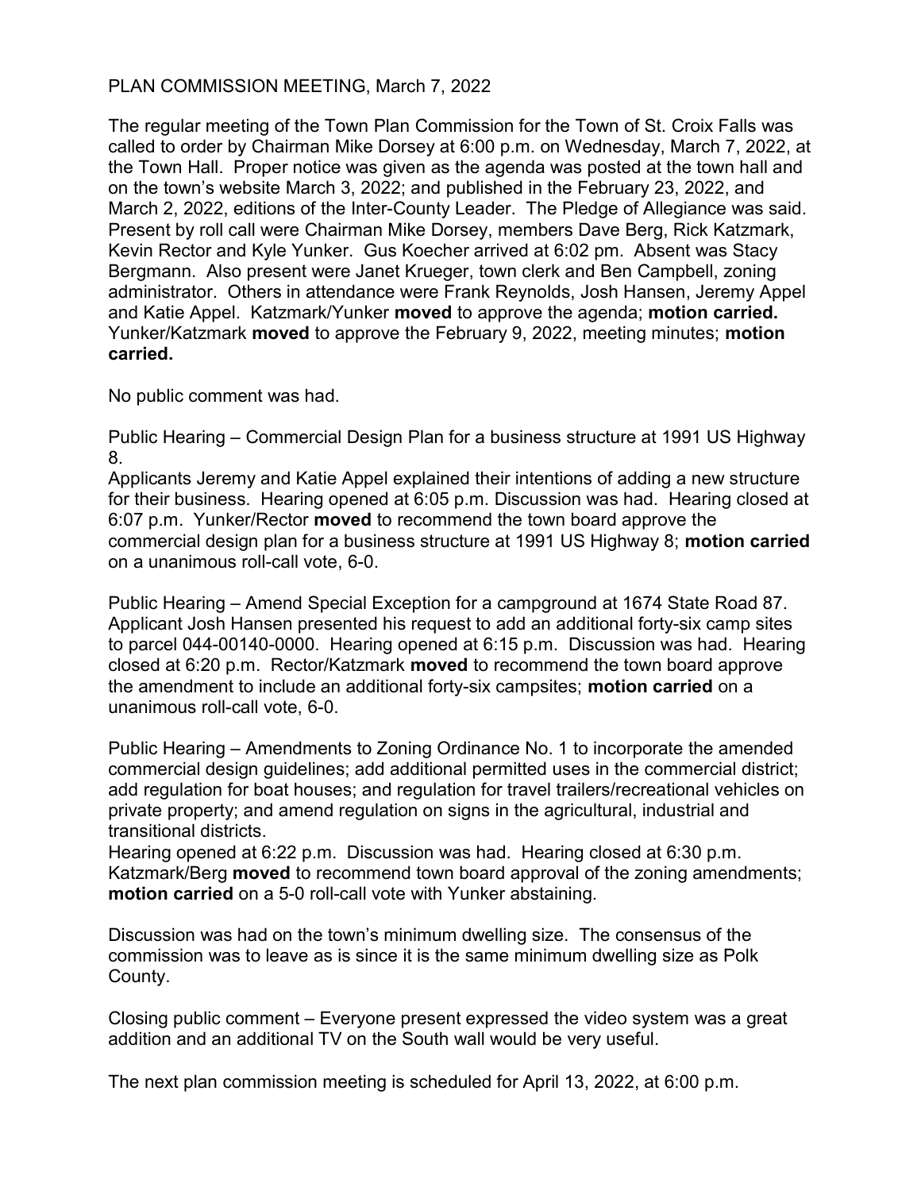PLAN COMMISSION MEETING, March 7, 2022

The regular meeting of the Town Plan Commission for the Town of St. Croix Falls was called to order by Chairman Mike Dorsey at 6:00 p.m. on Wednesday, March 7, 2022, at the Town Hall. Proper notice was given as the agenda was posted at the town hall and on the town's website March 3, 2022; and published in the February 23, 2022, and March 2, 2022, editions of the Inter-County Leader. The Pledge of Allegiance was said. Present by roll call were Chairman Mike Dorsey, members Dave Berg, Rick Katzmark, Kevin Rector and Kyle Yunker. Gus Koecher arrived at 6:02 pm. Absent was Stacy Bergmann. Also present were Janet Krueger, town clerk and Ben Campbell, zoning administrator. Others in attendance were Frank Reynolds, Josh Hansen, Jeremy Appel and Katie Appel. Katzmark/Yunker **moved** to approve the agenda; **motion carried.** Yunker/Katzmark **moved** to approve the February 9, 2022, meeting minutes; **motion carried.**

No public comment was had.

Public Hearing – Commercial Design Plan for a business structure at 1991 US Highway 8.
Applicants Jeremy and Katie Appel explained their intentions of adding a new structure for their business. Hearing opened at 6:05 p.m. Discussion was had. Hearing closed at 6:07 p.m. Yunker/Rector **moved** to recommend the town board approve the commercial design plan for a business structure at 1991 US Highway 8; **motion carried** on a unanimous roll-call vote, 6-0.

Public Hearing – Amend Special Exception for a campground at 1674 State Road 87. Applicant Josh Hansen presented his request to add an additional forty-six camp sites to parcel 044-00140-0000. Hearing opened at 6:15 p.m. Discussion was had. Hearing closed at 6:20 p.m. Rector/Katzmark **moved** to recommend the town board approve the amendment to include an additional forty-six campsites; **motion carried** on a unanimous roll-call vote, 6-0.

Public Hearing – Amendments to Zoning Ordinance No. 1 to incorporate the amended commercial design guidelines; add additional permitted uses in the commercial district; add regulation for boat houses; and regulation for travel trailers/recreational vehicles on private property; and amend regulation on signs in the agricultural, industrial and transitional districts.
Hearing opened at 6:22 p.m. Discussion was had. Hearing closed at 6:30 p.m. Katzmark/Berg **moved** to recommend town board approval of the zoning amendments; **motion carried** on a 5-0 roll-call vote with Yunker abstaining.

Discussion was had on the town's minimum dwelling size. The consensus of the commission was to leave as is since it is the same minimum dwelling size as Polk County.

Closing public comment – Everyone present expressed the video system was a great addition and an additional TV on the South wall would be very useful.

The next plan commission meeting is scheduled for April 13, 2022, at 6:00 p.m.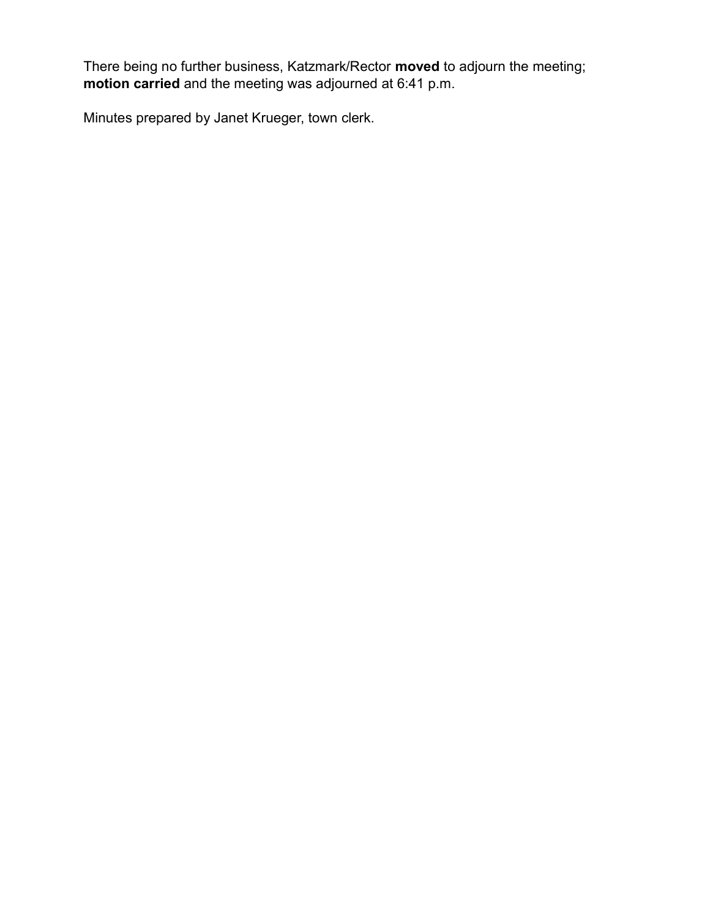There being no further business, Katzmark/Rector **moved** to adjourn the meeting; **motion carried** and the meeting was adjourned at 6:41 p.m.

Minutes prepared by Janet Krueger, town clerk.